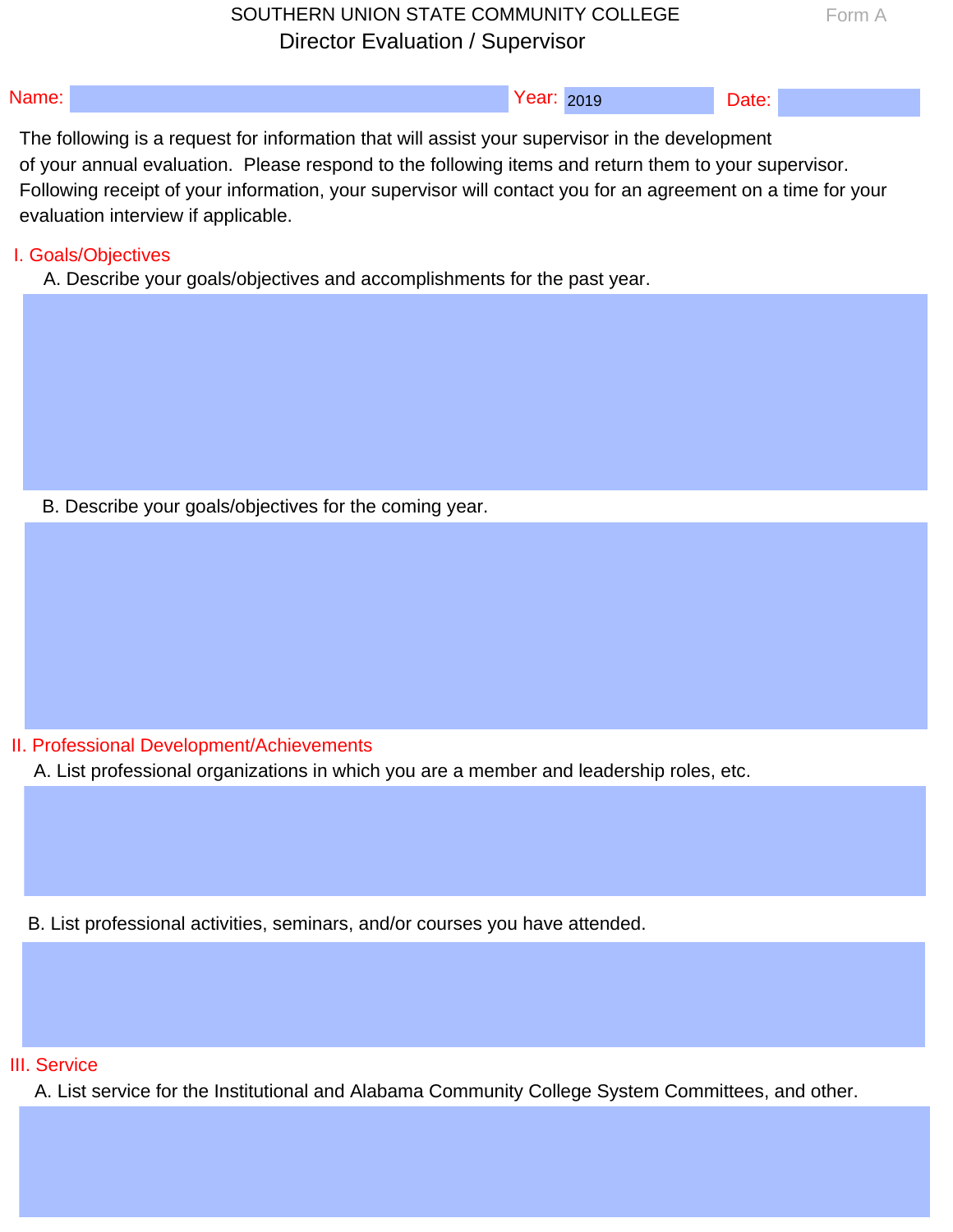SOUTHERN UNION STATE COMMUNITY COLLEGE

Form A

# Director Evaluation / Supervisor

**Name:** &nbsp;&nbsp;&nbsp;&nbsp; **Year:** 2019 &nbsp;&nbsp;&nbsp;&nbsp; **Date:**

The following is a request for information that will assist your supervisor in the development of your annual evaluation. Please respond to the following items and return them to your supervisor. Following receipt of your information, your supervisor will contact you for an agreement on a time for your evaluation interview if applicable.

## I. Goals/Objectives

A. Describe your goals/objectives and accomplishments for the past year.

B. Describe your goals/objectives for the coming year.

## II. Professional Development/Achievements

A. List professional organizations in which you are a member and leadership roles, etc.

B. List professional activities, seminars, and/or courses you have attended.

## III. Service

A. List service for the Institutional and Alabama Community College System Committees, and other.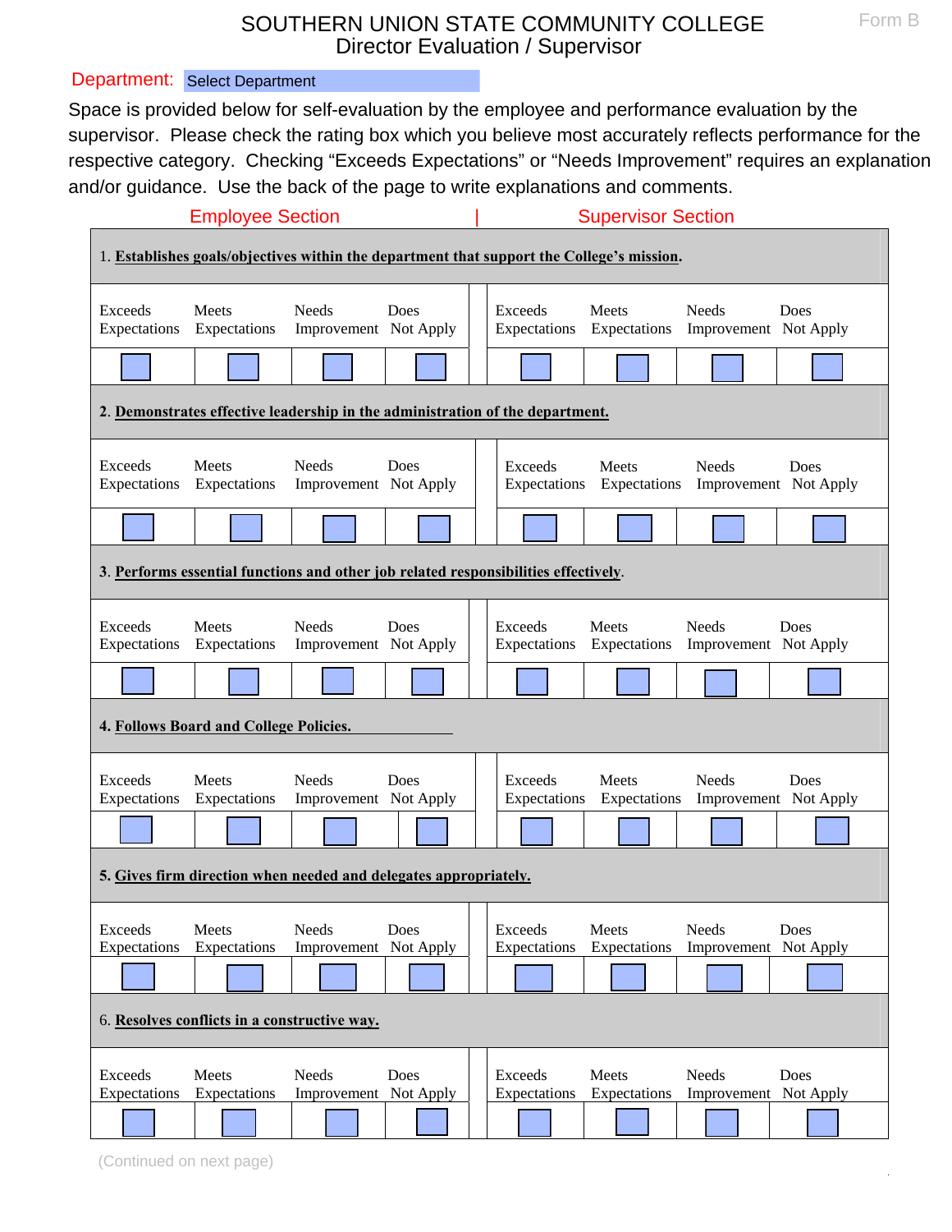# SOUTHERN UNION STATE COMMUNITY COLLEGE
## Director Evaluation / Supervisor

Form B

Department: Select Department

Space is provided below for self-evaluation by the employee and performance evaluation by the supervisor. Please check the rating box which you believe most accurately reflects performance for the respective category. Checking “Exceeds Expectations” or “Needs Improvement” requires an explanation and/or guidance. Use the back of the page to write explanations and comments.

Employee Section | Supervisor Section

**1. Establishes goals/objectives within the department that support the College’s mission.**

| Exceeds Expectations | Meets Expectations | Needs Improvement | Does Not Apply | | Exceeds Expectations | Meets Expectations | Needs Improvement | Does Not Apply |
|---|---|---|---|---|---|---|---|---|
| ☐ | ☐ | ☐ | ☐ | | ☐ | ☐ | ☐ | ☐ |

**2. Demonstrates effective leadership in the administration of the department.**

| Exceeds Expectations | Meets Expectations | Needs Improvement | Does Not Apply | | Exceeds Expectations | Meets Expectations | Needs Improvement | Does Not Apply |
|---|---|---|---|---|---|---|---|---|
| ☐ | ☐ | ☐ | ☐ | | ☐ | ☐ | ☐ | ☐ |

**3. Performs essential functions and other job related responsibilities effectively.**

| Exceeds Expectations | Meets Expectations | Needs Improvement | Does Not Apply | | Exceeds Expectations | Meets Expectations | Needs Improvement | Does Not Apply |
|---|---|---|---|---|---|---|---|---|
| ☐ | ☐ | ☐ | ☐ | | ☐ | ☐ | ☐ | ☐ |

**4. Follows Board and College Policies.**

| Exceeds Expectations | Meets Expectations | Needs Improvement | Does Not Apply | | Exceeds Expectations | Meets Expectations | Needs Improvement | Does Not Apply |
|---|---|---|---|---|---|---|---|---|
| ☐ | ☐ | ☐ | ☐ | | ☐ | ☐ | ☐ | ☐ |

**5. Gives firm direction when needed and delegates appropriately.**

| Exceeds Expectations | Meets Expectations | Needs Improvement | Does Not Apply | | Exceeds Expectations | Meets Expectations | Needs Improvement | Does Not Apply |
|---|---|---|---|---|---|---|---|---|
| ☐ | ☐ | ☐ | ☐ | | ☐ | ☐ | ☐ | ☐ |

**6. Resolves conflicts in a constructive way.**

| Exceeds Expectations | Meets Expectations | Needs Improvement | Does Not Apply | | Exceeds Expectations | Meets Expectations | Needs Improvement | Does Not Apply |
|---|---|---|---|---|---|---|---|---|
| ☐ | ☐ | ☐ | ☐ | | ☐ | ☐ | ☐ | ☐ |

(Continued on next page)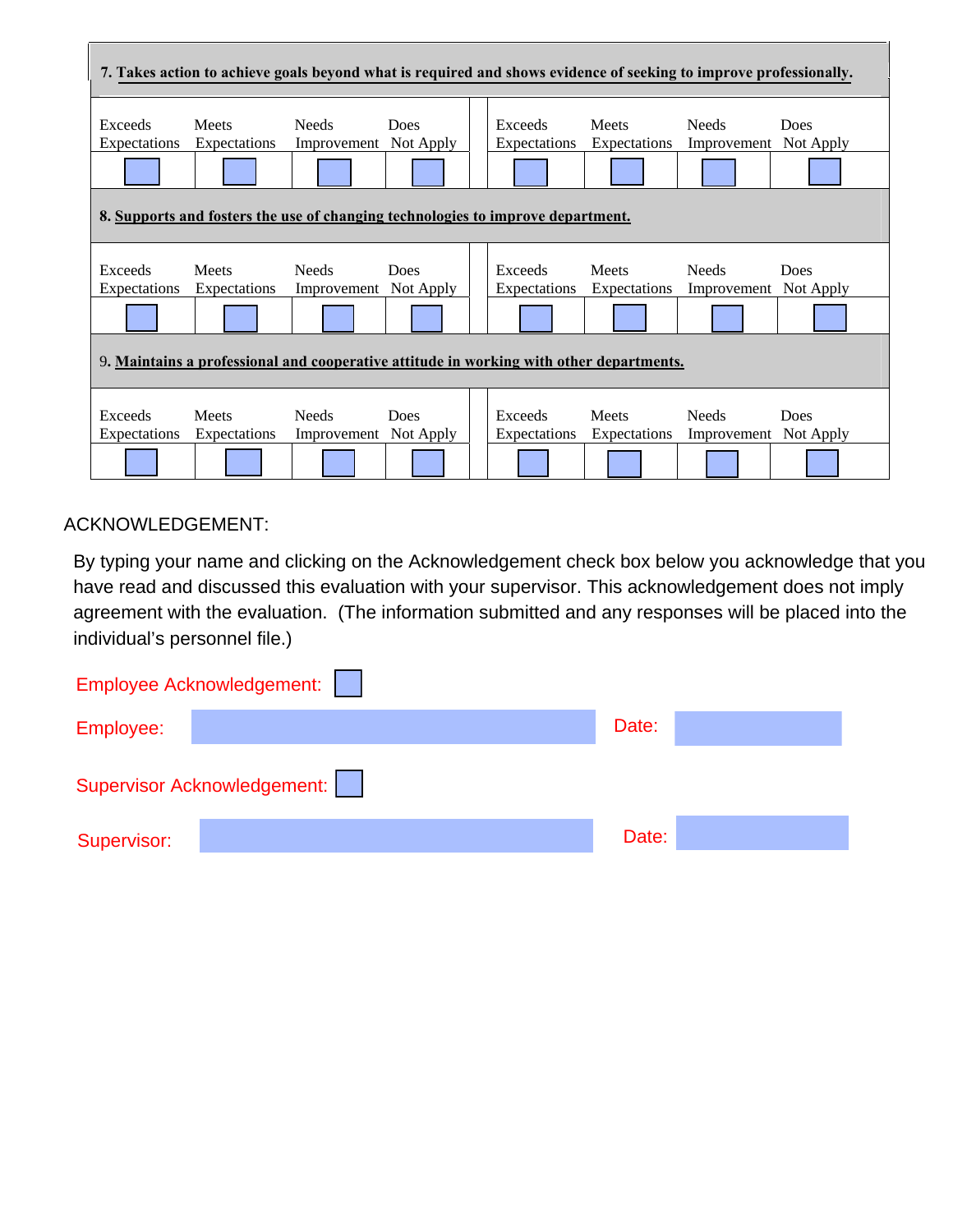| 7. **Takes action to achieve goals beyond what is required and shows evidence of seeking to improve professionally.** | | | | | | | | |
|---|---|---|---|---|---|---|---|---|
| Exceeds Expectations | Meets Expectations | Needs Improvement | Does Not Apply | | Exceeds Expectations | Meets Expectations | Needs Improvement | Does Not Apply |
| ☐ | ☐ | ☐ | ☐ | | ☐ | ☐ | ☐ | ☐ |
| 8. **Supports and fosters the use of changing technologies to improve department.** | | | | | | | | |
| Exceeds Expectations | Meets Expectations | Needs Improvement | Does Not Apply | | Exceeds Expectations | Meets Expectations | Needs Improvement | Does Not Apply |
| ☐ | ☐ | ☐ | ☐ | | ☐ | ☐ | ☐ | ☐ |
| 9. **Maintains a professional and cooperative attitude in working with other departments.** | | | | | | | | |
| Exceeds Expectations | Meets Expectations | Needs Improvement | Does Not Apply | | Exceeds Expectations | Meets Expectations | Needs Improvement | Does Not Apply |
| ☐ | ☐ | ☐ | ☐ | | ☐ | ☐ | ☐ | ☐ |

ACKNOWLEDGEMENT:

By typing your name and clicking on the Acknowledgement check box below you acknowledge that you have read and discussed this evaluation with your supervisor. This acknowledgement does not imply agreement with the evaluation. (The information submitted and any responses will be placed into the individual's personnel file.)

Employee Acknowledgement: ☐

Employee: \_\_\_\_\_\_\_\_\_\_\_\_\_\_\_\_ Date: \_\_\_\_\_\_\_\_

Supervisor Acknowledgement: ☐

Supervisor: \_\_\_\_\_\_\_\_\_\_\_\_\_\_\_\_ Date: \_\_\_\_\_\_\_\_